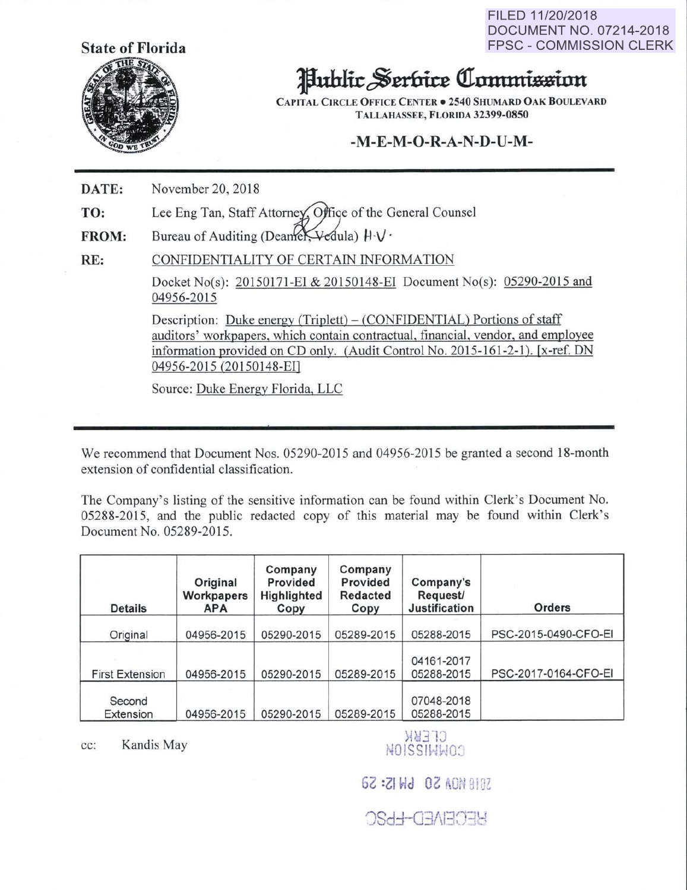FILED 11/20/2018
DOCUMENT NO. 07214-2018
FPSC - COMMISSION CLERK

State of Florida

# Public Service Commission

CAPITAL CIRCLE OFFICE CENTER • 2540 SHUMARD OAK BOULEVARD
TALLAHASSEE, FLORIDA 32399-0850

## -M-E-M-O-R-A-N-D-U-M-

**DATE:** November 20, 2018

**TO:** Lee Eng Tan, Staff Attorney, Office of the General Counsel

**FROM:** Bureau of Auditing (Deamer, Vedula) H.V.

**RE:** CONFIDENTIALITY OF CERTAIN INFORMATION

Docket No(s): 20150171-EI & 20150148-EI Document No(s): 05290-2015 and 04956-2015

Description: Duke energy (Triplett) – (CONFIDENTIAL) Portions of staff auditors' workpapers, which contain contractual, financial, vendor, and employee information provided on CD only. (Audit Control No. 2015-161-2-1). [x-ref. DN 04956-2015 (20150148-EI]

Source: Duke Energy Florida, LLC

We recommend that Document Nos. 05290-2015 and 04956-2015 be granted a second 18-month extension of confidential classification.

The Company's listing of the sensitive information can be found within Clerk's Document No. 05288-2015, and the public redacted copy of this material may be found within Clerk's Document No. 05289-2015.

| Details | Original Workpapers APA | Company Provided Highlighted Copy | Company Provided Redacted Copy | Company's Request/ Justification | Orders |
|---|---|---|---|---|---|
| Original | 04956-2015 | 05290-2015 | 05289-2015 | 05288-2015 | PSC-2015-0490-CFO-EI |
| First Extension | 04956-2015 | 05290-2015 | 05289-2015 | 04161-2017 05288-2015 | PSC-2017-0164-CFO-EI |
| Second Extension | 04956-2015 | 05290-2015 | 05289-2015 | 07048-2018 05288-2015 | |

cc: Kandis May

RECEIVED-FPSC
2018 NOV 20 PM 12: 29
COMMISSION CLERK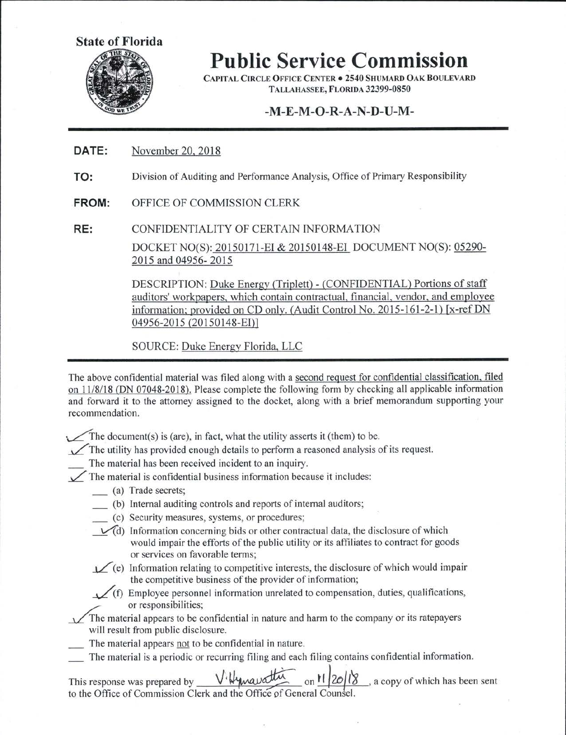**State of Florida**

# Public Service Commission

CAPITAL CIRCLE OFFICE CENTER • 2540 SHUMARD OAK BOULEVARD
TALLAHASSEE, FLORIDA 32399-0850

## -M-E-M-O-R-A-N-D-U-M-

**DATE:** November 20, 2018

**TO:** Division of Auditing and Performance Analysis, Office of Primary Responsibility

**FROM:** OFFICE OF COMMISSION CLERK

**RE:** CONFIDENTIALITY OF CERTAIN INFORMATION

DOCKET NO(S): 20150171-EI & 20150148-EI DOCUMENT NO(S): 05290-2015 and 04956- 2015

DESCRIPTION: Duke Energy (Triplett) - (CONFIDENTIAL) Portions of staff auditors' workpapers, which contain contractual, financial, vendor, and employee information; provided on CD only. (Audit Control No. 2015-161-2-1) [x-ref DN 04956-2015 (20150148-EI)]

SOURCE: Duke Energy Florida, LLC

The above confidential material was filed along with a second request for confidential classification, filed on 11/8/18 (DN 07048-2018). Please complete the following form by checking all applicable information and forward it to the attorney assigned to the docket, along with a brief memorandum supporting your recommendation.

- ✓ The document(s) is (are), in fact, what the utility asserts it (them) to be.
- ✓ The utility has provided enough details to perform a reasoned analysis of its request.
- ___ The material has been received incident to an inquiry.
- ✓ The material is confidential business information because it includes:
  - ___ (a) Trade secrets;
  - ___ (b) Internal auditing controls and reports of internal auditors;
  - ___ (c) Security measures, systems, or procedures;
  - ✓ (d) Information concerning bids or other contractual data, the disclosure of which would impair the efforts of the public utility or its affiliates to contract for goods or services on favorable terms;
  - ✓ (e) Information relating to competitive interests, the disclosure of which would impair the competitive business of the provider of information;
  - ✓ (f) Employee personnel information unrelated to compensation, duties, qualifications, or responsibilities;
- ✓ The material appears to be confidential in nature and harm to the company or its ratepayers will result from public disclosure.
- ___ The material appears not to be confidential in nature.
- ___ The material is a periodic or recurring filing and each filing contains confidential information.

This response was prepared by V. Hymavathi on 11/20/18, a copy of which has been sent to the Office of Commission Clerk and the Office of General Counsel.